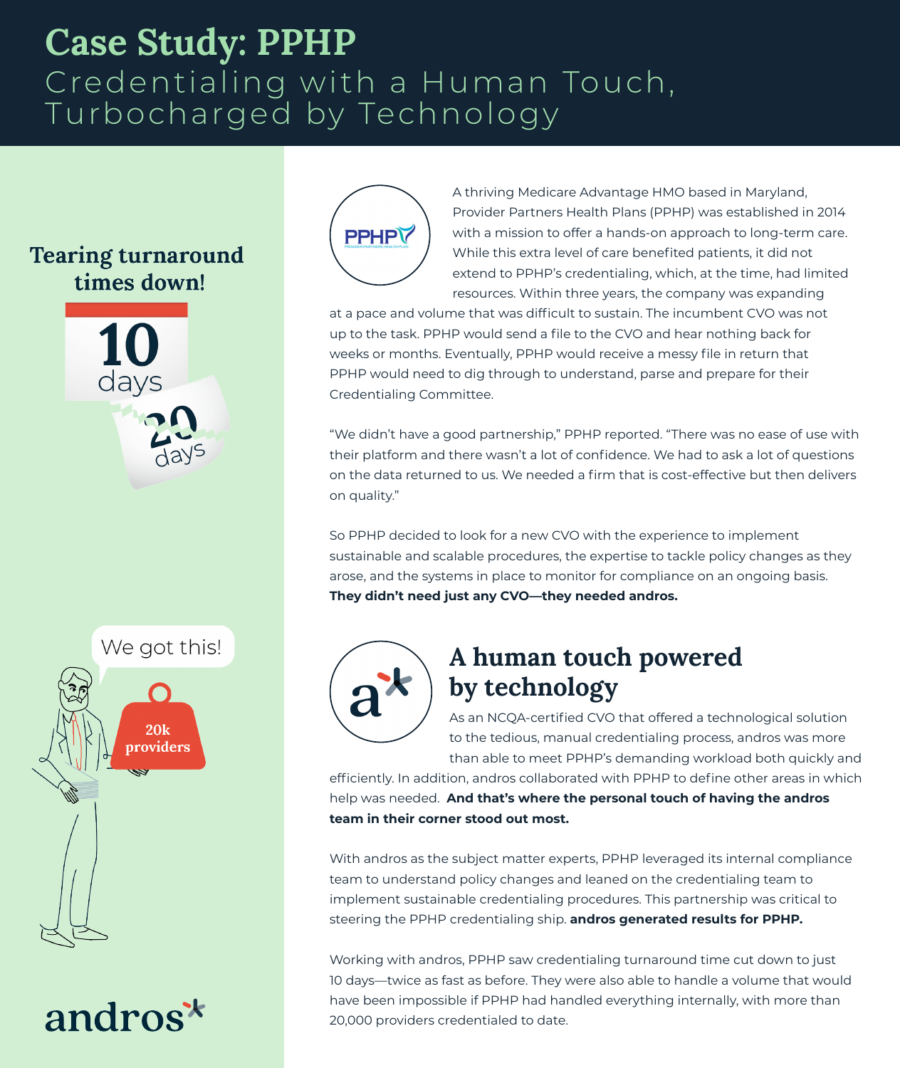# Case Study: PPHP

## Credentialing with a Human Touch, Turbocharged by Technology

**Tearing turnaround times down!**

10 days

20 days

We got this!

20k providers

A thriving Medicare Advantage HMO based in Maryland, Provider Partners Health Plans (PPHP) was established in 2014 with a mission to offer a hands-on approach to long-term care. While this extra level of care benefited patients, it did not extend to PPHP's credentialing, which, at the time, had limited resources. Within three years, the company was expanding at a pace and volume that was difficult to sustain. The incumbent CVO was not up to the task. PPHP would send a file to the CVO and hear nothing back for weeks or months. Eventually, PPHP would receive a messy file in return that PPHP would need to dig through to understand, parse and prepare for their Credentialing Committee.

"We didn't have a good partnership," PPHP reported. "There was no ease of use with their platform and there wasn't a lot of confidence. We had to ask a lot of questions on the data returned to us. We needed a firm that is cost-effective but then delivers on quality."

So PPHP decided to look for a new CVO with the experience to implement sustainable and scalable procedures, the expertise to tackle policy changes as they arose, and the systems in place to monitor for compliance on an ongoing basis. **They didn't need just any CVO—they needed andros.**

## A human touch powered by technology

As an NCQA-certified CVO that offered a technological solution to the tedious, manual credentialing process, andros was more than able to meet PPHP's demanding workload both quickly and efficiently. In addition, andros collaborated with PPHP to define other areas in which help was needed. **And that's where the personal touch of having the andros team in their corner stood out most.**

With andros as the subject matter experts, PPHP leveraged its internal compliance team to understand policy changes and leaned on the credentialing team to implement sustainable credentialing procedures. This partnership was critical to steering the PPHP credentialing ship. **andros generated results for PPHP.**

Working with andros, PPHP saw credentialing turnaround time cut down to just 10 days—twice as fast as before. They were also able to handle a volume that would have been impossible if PPHP had handled everything internally, with more than 20,000 providers credentialed to date.

andros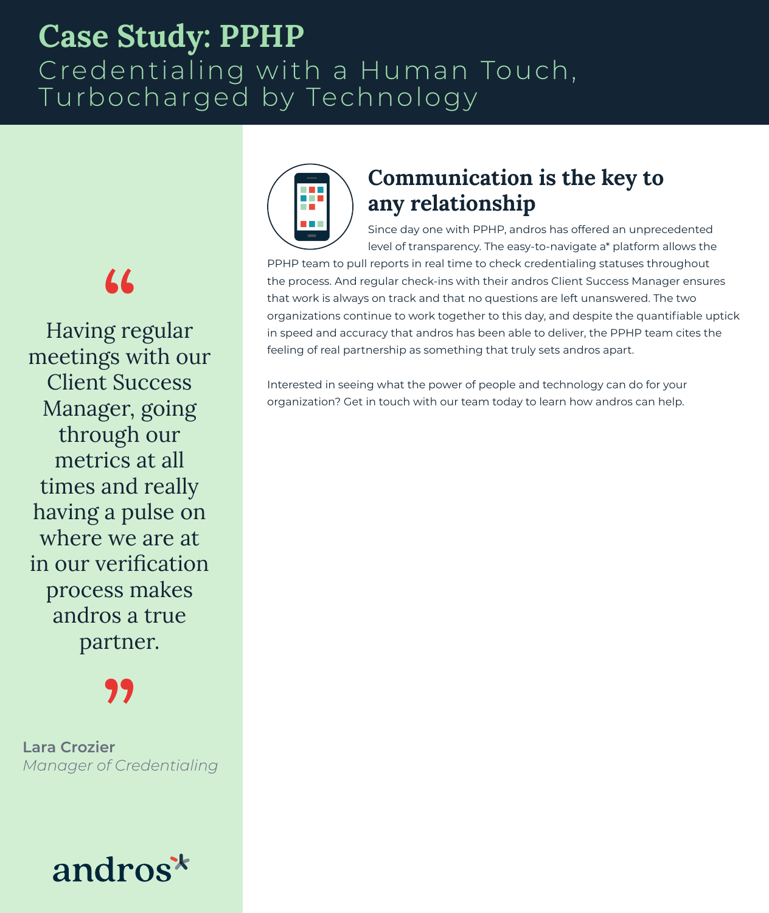# Case Study: PPHP

## Credentialing with a Human Touch, Turbocharged by Technology

> Having regular meetings with our Client Success Manager, going through our metrics at all times and really having a pulse on where we are at in our verification process makes andros a true partner.
>
> **Lara Crozier**
> *Manager of Credentialing*

andros*

## Communication is the key to any relationship

Since day one with PPHP, andros has offered an unprecedented level of transparency. The easy-to-navigate a* platform allows the PPHP team to pull reports in real time to check credentialing statuses throughout the process. And regular check-ins with their andros Client Success Manager ensures that work is always on track and that no questions are left unanswered. The two organizations continue to work together to this day, and despite the quantifiable uptick in speed and accuracy that andros has been able to deliver, the PPHP team cites the feeling of real partnership as something that truly sets andros apart.

Interested in seeing what the power of people and technology can do for your organization? Get in touch with our team today to learn how andros can help.